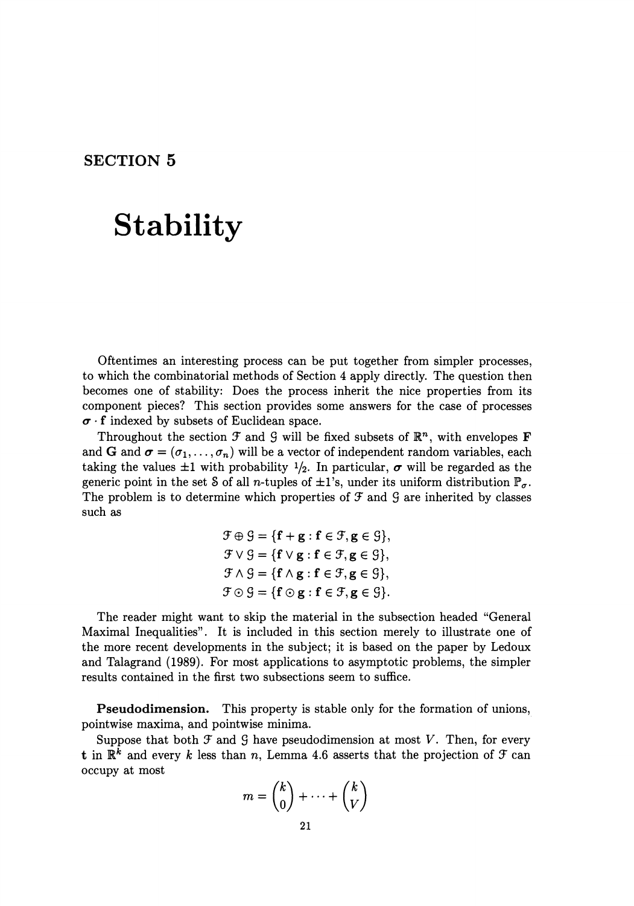# SECTION 5

# Stability

Oftentimes an interesting process can be put together from simpler processes, to which the combinatorial methods of Section 4 apply directly. The question then becomes one of stability: Does the process inherit the nice properties from its component pieces? This section provides some answers for the case of processes $\boldsymbol{\sigma} \cdot \mathbf{f}$ indexed by subsets of Euclidean space.

Throughout the section $\mathcal{F}$ and $\mathcal{G}$ will be fixed subsets of $\mathbb{R}^n$, with envelopes $\mathbf{F}$ and $\mathbf{G}$ and $\boldsymbol{\sigma} = (\sigma_1, \ldots, \sigma_n)$ will be a vector of independent random variables, each taking the values $\pm 1$ with probability $1/2$. In particular, $\boldsymbol{\sigma}$ will be regarded as the generic point in the set $\mathcal{S}$ of all $n$-tuples of $\pm 1$'s, under its uniform distribution $\mathbb{P}_\sigma$. The problem is to determine which properties of $\mathcal{F}$ and $\mathcal{G}$ are inherited by classes such as

$$
\begin{aligned}
\mathcal{F} \oplus \mathcal{G} &= \{\mathbf{f} + \mathbf{g} : \mathbf{f} \in \mathcal{F}, \mathbf{g} \in \mathcal{G}\}, \\
\mathcal{F} \vee \mathcal{G} &= \{\mathbf{f} \vee \mathbf{g} : \mathbf{f} \in \mathcal{F}, \mathbf{g} \in \mathcal{G}\}, \\
\mathcal{F} \wedge \mathcal{G} &= \{\mathbf{f} \wedge \mathbf{g} : \mathbf{f} \in \mathcal{F}, \mathbf{g} \in \mathcal{G}\}, \\
\mathcal{F} \odot \mathcal{G} &= \{\mathbf{f} \odot \mathbf{g} : \mathbf{f} \in \mathcal{F}, \mathbf{g} \in \mathcal{G}\}.
\end{aligned}
$$

The reader might want to skip the material in the subsection headed "General Maximal Inequalities". It is included in this section merely to illustrate one of the more recent developments in the subject; it is based on the paper by Ledoux and Talagrand (1989). For most applications to asymptotic problems, the simpler results contained in the first two subsections seem to suffice.

**Pseudodimension.** This property is stable only for the formation of unions, pointwise maxima, and pointwise minima.

Suppose that both $\mathcal{F}$ and $\mathcal{G}$ have pseudodimension at most $V$. Then, for every $\mathbf{t}$ in $\mathbb{R}^k$ and every $k$ less than $n$, Lemma 4.6 asserts that the projection of $\mathcal{F}$ can occupy at most

$$
m = \binom{k}{0} + \cdots + \binom{k}{V}
$$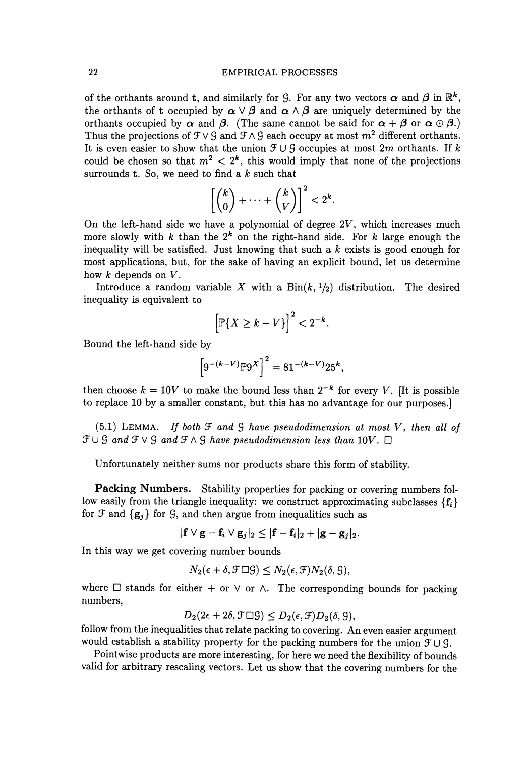of the orthants around $\mathbf{t}$, and similarly for $\mathcal{G}$. For any two vectors $\boldsymbol{\alpha}$ and $\boldsymbol{\beta}$ in $\mathbb{R}^k$, the orthants of $\mathbf{t}$ occupied by $\boldsymbol{\alpha} \vee \boldsymbol{\beta}$ and $\boldsymbol{\alpha} \wedge \boldsymbol{\beta}$ are uniquely determined by the orthants occupied by $\boldsymbol{\alpha}$ and $\boldsymbol{\beta}$. (The same cannot be said for $\boldsymbol{\alpha} + \boldsymbol{\beta}$ or $\boldsymbol{\alpha} \odot \boldsymbol{\beta}$.) Thus the projections of $\mathcal{F} \vee \mathcal{G}$ and $\mathcal{F} \wedge \mathcal{G}$ each occupy at most $m^2$ different orthants. It is even easier to show that the union $\mathcal{F} \cup \mathcal{G}$ occupies at most $2m$ orthants. If $k$ could be chosen so that $m^2 < 2^k$, this would imply that none of the projections surrounds $\mathbf{t}$. So, we need to find a $k$ such that

$$\left[\binom{k}{0} + \cdots + \binom{k}{V}\right]^2 < 2^k.$$

On the left-hand side we have a polynomial of degree $2V$, which increases much more slowly with $k$ than the $2^k$ on the right-hand side. For $k$ large enough the inequality will be satisfied. Just knowing that such a $k$ exists is good enough for most applications, but, for the sake of having an explicit bound, let us determine how $k$ depends on $V$.

Introduce a random variable $X$ with a $\text{Bin}(k, 1/2)$ distribution. The desired inequality is equivalent to

$$\left[\mathbb{P}\{X \geq k - V\}\right]^2 < 2^{-k}.$$

Bound the left-hand side by

$$\left[9^{-(k-V)}\mathbb{P}9^X\right]^2 = 81^{-(k-V)}25^k,$$

then choose $k = 10V$ to make the bound less than $2^{-k}$ for every $V$. [It is possible to replace 10 by a smaller constant, but this has no advantage for our purposes.]

(5.1) LEMMA. *If both $\mathcal{F}$ and $\mathcal{G}$ have pseudodimension at most $V$, then all of $\mathcal{F} \cup \mathcal{G}$ and $\mathcal{F} \vee \mathcal{G}$ and $\mathcal{F} \wedge \mathcal{G}$ have pseudodimension less than $10V$.* □

Unfortunately neither sums nor products share this form of stability.

**Packing Numbers.** Stability properties for packing or covering numbers follow easily from the triangle inequality: we construct approximating subclasses $\{\mathbf{f}_i\}$ for $\mathcal{F}$ and $\{\mathbf{g}_j\}$ for $\mathcal{G}$, and then argue from inequalities such as

$$|\mathbf{f} \vee \mathbf{g} - \mathbf{f}_i \vee \mathbf{g}_j|_2 \leq |\mathbf{f} - \mathbf{f}_i|_2 + |\mathbf{g} - \mathbf{g}_j|_2.$$

In this way we get covering number bounds

$$N_2(\epsilon + \delta, \mathcal{F} \square \mathcal{G}) \leq N_2(\epsilon, \mathcal{F}) N_2(\delta, \mathcal{G}),$$

where $\square$ stands for either $+$ or $\vee$ or $\wedge$. The corresponding bounds for packing numbers,

$$D_2(2\epsilon + 2\delta, \mathcal{F} \square \mathcal{G}) \leq D_2(\epsilon, \mathcal{F}) D_2(\delta, \mathcal{G}),$$

follow from the inequalities that relate packing to covering. An even easier argument would establish a stability property for the packing numbers for the union $\mathcal{F} \cup \mathcal{G}$.

Pointwise products are more interesting, for here we need the flexibility of bounds valid for arbitrary rescaling vectors. Let us show that the covering numbers for the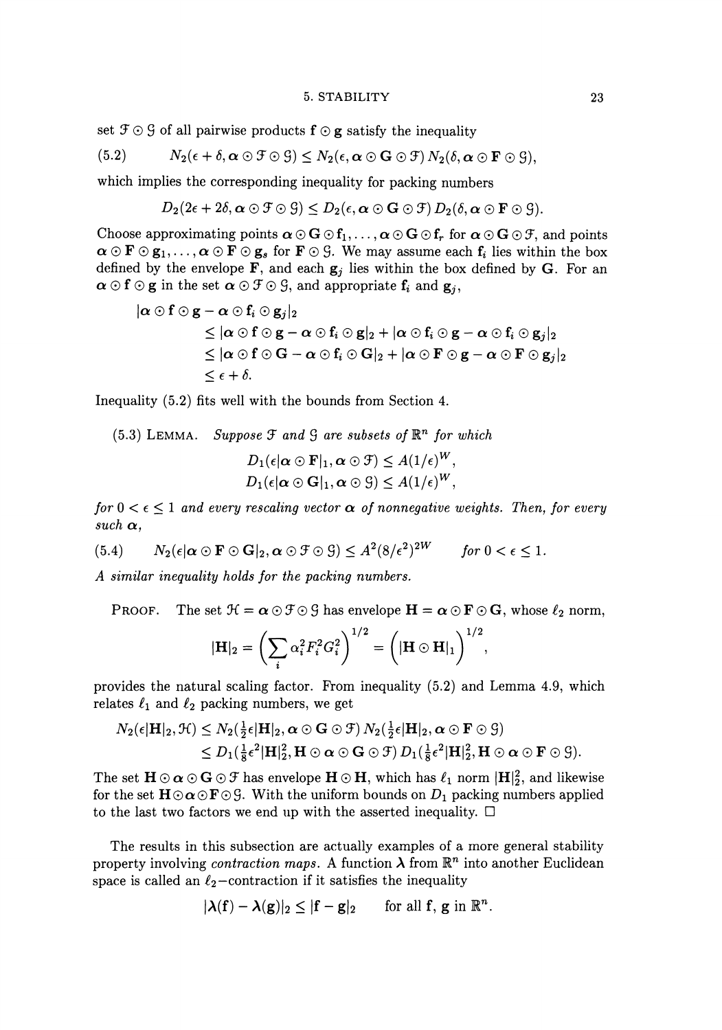set $\mathcal{F} \odot \mathcal{G}$ of all pairwise products $\mathbf{f} \odot \mathbf{g}$ satisfy the inequality

$$
(5.2) \qquad N_2(\epsilon + \delta, \boldsymbol{\alpha} \odot \mathcal{F} \odot \mathcal{G}) \leq N_2(\epsilon, \boldsymbol{\alpha} \odot \mathbf{G} \odot \mathcal{F})\, N_2(\delta, \boldsymbol{\alpha} \odot \mathbf{F} \odot \mathcal{G}),
$$

which implies the corresponding inequality for packing numbers

$$
D_2(2\epsilon + 2\delta, \boldsymbol{\alpha} \odot \mathcal{F} \odot \mathcal{G}) \leq D_2(\epsilon, \boldsymbol{\alpha} \odot \mathbf{G} \odot \mathcal{F})\, D_2(\delta, \boldsymbol{\alpha} \odot \mathbf{F} \odot \mathcal{G}).
$$

Choose approximating points $\boldsymbol{\alpha} \odot \mathbf{G} \odot \mathbf{f}_1, \ldots, \boldsymbol{\alpha} \odot \mathbf{G} \odot \mathbf{f}_r$ for $\boldsymbol{\alpha} \odot \mathbf{G} \odot \mathcal{F}$, and points $\boldsymbol{\alpha} \odot \mathbf{F} \odot \mathbf{g}_1, \ldots, \boldsymbol{\alpha} \odot \mathbf{F} \odot \mathbf{g}_s$ for $\mathbf{F} \odot \mathcal{G}$. We may assume each $\mathbf{f}_i$ lies within the box defined by the envelope $\mathbf{F}$, and each $\mathbf{g}_j$ lies within the box defined by $\mathbf{G}$. For an $\boldsymbol{\alpha} \odot \mathbf{f} \odot \mathbf{g}$ in the set $\boldsymbol{\alpha} \odot \mathcal{F} \odot \mathcal{G}$, and appropriate $\mathbf{f}_i$ and $\mathbf{g}_j$,

$$
\begin{aligned}
|\boldsymbol{\alpha} \odot \mathbf{f} \odot \mathbf{g} &- \boldsymbol{\alpha} \odot \mathbf{f}_i \odot \mathbf{g}_j|_2 \\
&\leq |\boldsymbol{\alpha} \odot \mathbf{f} \odot \mathbf{g} - \boldsymbol{\alpha} \odot \mathbf{f}_i \odot \mathbf{g}|_2 + |\boldsymbol{\alpha} \odot \mathbf{f}_i \odot \mathbf{g} - \boldsymbol{\alpha} \odot \mathbf{f}_i \odot \mathbf{g}_j|_2 \\
&\leq |\boldsymbol{\alpha} \odot \mathbf{f} \odot \mathbf{G} - \boldsymbol{\alpha} \odot \mathbf{f}_i \odot \mathbf{G}|_2 + |\boldsymbol{\alpha} \odot \mathbf{F} \odot \mathbf{g} - \boldsymbol{\alpha} \odot \mathbf{F} \odot \mathbf{g}_j|_2 \\
&\leq \epsilon + \delta.
\end{aligned}
$$

Inequality (5.2) fits well with the bounds from Section 4.

(5.3) LEMMA. *Suppose $\mathcal{F}$ and $\mathcal{G}$ are subsets of $\mathbb{R}^n$ for which*

$$
D_1(\epsilon|\boldsymbol{\alpha} \odot \mathbf{F}|_1, \boldsymbol{\alpha} \odot \mathcal{F}) \leq A(1/\epsilon)^W,
$$
$$
D_1(\epsilon|\boldsymbol{\alpha} \odot \mathbf{G}|_1, \boldsymbol{\alpha} \odot \mathcal{G}) \leq A(1/\epsilon)^W,
$$

*for $0 < \epsilon \leq 1$ and every rescaling vector $\boldsymbol{\alpha}$ of nonnegative weights. Then, for every such $\boldsymbol{\alpha}$,*

$$
(5.4) \qquad N_2(\epsilon|\boldsymbol{\alpha} \odot \mathbf{F} \odot \mathbf{G}|_2, \boldsymbol{\alpha} \odot \mathcal{F} \odot \mathcal{G}) \leq A^2(8/\epsilon^2)^{2W} \qquad \text{for } 0 < \epsilon \leq 1.
$$

*A similar inequality holds for the packing numbers.*

PROOF. The set $\mathcal{H} = \boldsymbol{\alpha} \odot \mathcal{F} \odot \mathcal{G}$ has envelope $\mathbf{H} = \boldsymbol{\alpha} \odot \mathbf{F} \odot \mathbf{G}$, whose $\ell_2$ norm,

$$
|\mathbf{H}|_2 = \Big(\sum_i \alpha_i^2 F_i^2 G_i^2\Big)^{1/2} = \Big(|\mathbf{H} \odot \mathbf{H}|_1\Big)^{1/2},
$$

provides the natural scaling factor. From inequality (5.2) and Lemma 4.9, which relates $\ell_1$ and $\ell_2$ packing numbers, we get

$$
\begin{aligned}
N_2(\epsilon|\mathbf{H}|_2, \mathcal{H}) &\leq N_2(\tfrac{1}{2}\epsilon|\mathbf{H}|_2, \boldsymbol{\alpha} \odot \mathbf{G} \odot \mathcal{F})\, N_2(\tfrac{1}{2}\epsilon|\mathbf{H}|_2, \boldsymbol{\alpha} \odot \mathbf{F} \odot \mathcal{G}) \\
&\leq D_1(\tfrac{1}{8}\epsilon^2|\mathbf{H}|_2^2, \mathbf{H} \odot \boldsymbol{\alpha} \odot \mathbf{G} \odot \mathcal{F})\, D_1(\tfrac{1}{8}\epsilon^2|\mathbf{H}|_2^2, \mathbf{H} \odot \boldsymbol{\alpha} \odot \mathbf{F} \odot \mathcal{G}).
\end{aligned}
$$

The set $\mathbf{H} \odot \boldsymbol{\alpha} \odot \mathbf{G} \odot \mathcal{F}$ has envelope $\mathbf{H} \odot \mathbf{H}$, which has $\ell_1$ norm $|\mathbf{H}|_2^2$, and likewise for the set $\mathbf{H} \odot \boldsymbol{\alpha} \odot \mathbf{F} \odot \mathcal{G}$. With the uniform bounds on $D_1$ packing numbers applied to the last two factors we end up with the asserted inequality. $\square$

The results in this subsection are actually examples of a more general stability property involving *contraction maps*. A function $\boldsymbol{\lambda}$ from $\mathbb{R}^n$ into another Euclidean space is called an $\ell_2$-contraction if it satisfies the inequality

$$
|\boldsymbol{\lambda}(\mathbf{f}) - \boldsymbol{\lambda}(\mathbf{g})|_2 \leq |\mathbf{f} - \mathbf{g}|_2 \qquad \text{for all } \mathbf{f}, \mathbf{g} \text{ in } \mathbb{R}^n.
$$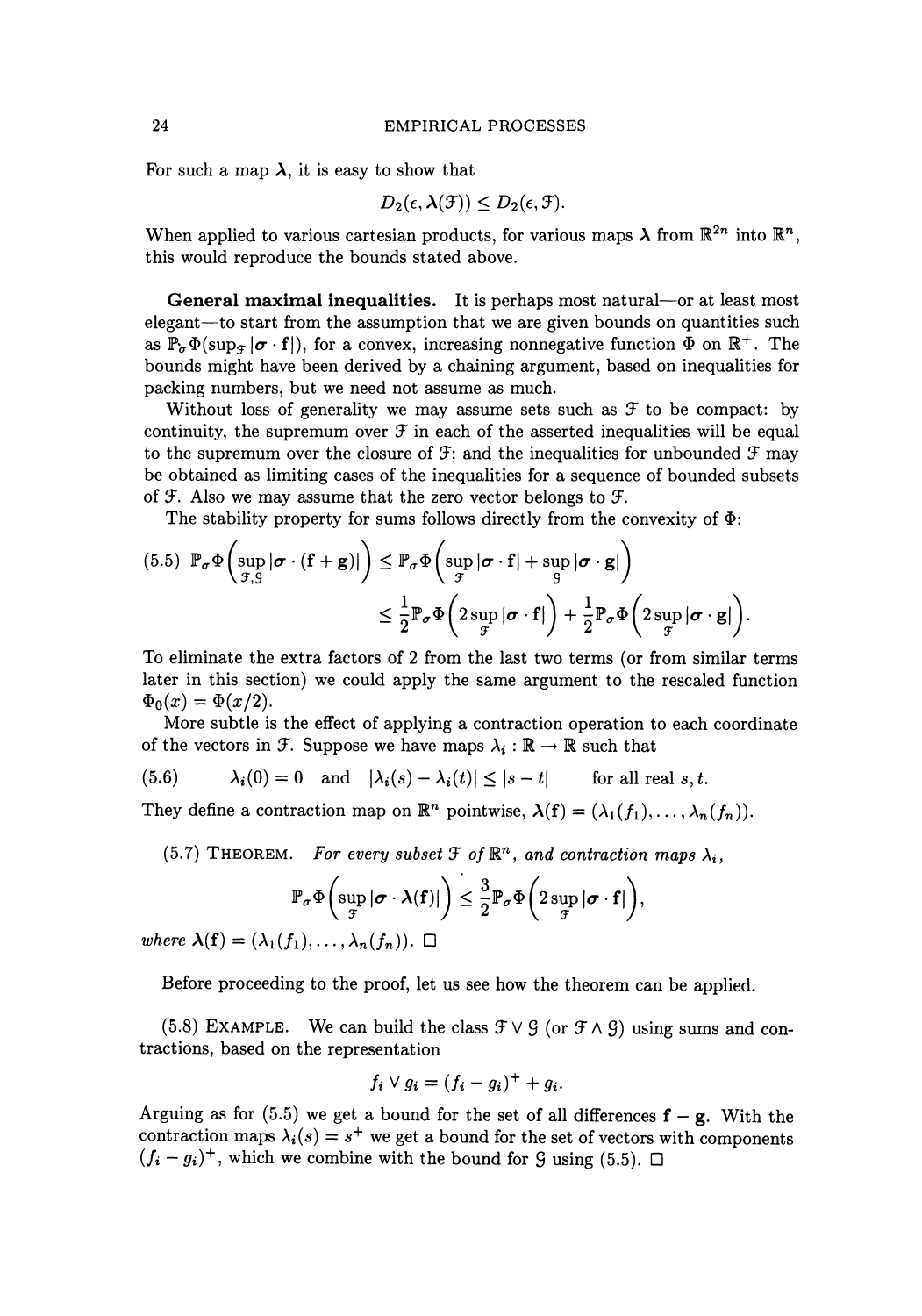For such a map $\boldsymbol{\lambda}$, it is easy to show that

$$D_2(\epsilon, \boldsymbol{\lambda}(\mathcal{F})) \leq D_2(\epsilon, \mathcal{F}).$$

When applied to various cartesian products, for various maps $\boldsymbol{\lambda}$ from $\mathbb{R}^{2n}$ into $\mathbb{R}^n$, this would reproduce the bounds stated above.

**General maximal inequalities.** It is perhaps most natural—or at least most elegant—to start from the assumption that we are given bounds on quantities such as $\mathbb{P}_\sigma \Phi(\sup_{\mathcal{F}} |\boldsymbol{\sigma} \cdot \mathbf{f}|)$, for a convex, increasing nonnegative function $\Phi$ on $\mathbb{R}^+$. The bounds might have been derived by a chaining argument, based on inequalities for packing numbers, but we need not assume as much.

Without loss of generality we may assume sets such as $\mathcal{F}$ to be compact: by continuity, the supremum over $\mathcal{F}$ in each of the asserted inequalities will be equal to the supremum over the closure of $\mathcal{F}$; and the inequalities for unbounded $\mathcal{F}$ may be obtained as limiting cases of the inequalities for a sequence of bounded subsets of $\mathcal{F}$. Also we may assume that the zero vector belongs to $\mathcal{F}$.

The stability property for sums follows directly from the convexity of $\Phi$:

$$\text{(5.5)} \quad \mathbb{P}_\sigma \Phi\Big(\sup_{\mathcal{F},\mathcal{G}} |\boldsymbol{\sigma} \cdot (\mathbf{f} + \mathbf{g})|\Big) \leq \mathbb{P}_\sigma \Phi\Big(\sup_{\mathcal{F}} |\boldsymbol{\sigma} \cdot \mathbf{f}| + \sup_{\mathcal{G}} |\boldsymbol{\sigma} \cdot \mathbf{g}|\Big)$$
$$\leq \frac{1}{2}\mathbb{P}_\sigma \Phi\Big(2 \sup_{\mathcal{F}} |\boldsymbol{\sigma} \cdot \mathbf{f}|\Big) + \frac{1}{2}\mathbb{P}_\sigma \Phi\Big(2 \sup_{\mathcal{F}} |\boldsymbol{\sigma} \cdot \mathbf{g}|\Big).$$

To eliminate the extra factors of 2 from the last two terms (or from similar terms later in this section) we could apply the same argument to the rescaled function $\Phi_0(x) = \Phi(x/2)$.

More subtle is the effect of applying a contraction operation to each coordinate of the vectors in $\mathcal{F}$. Suppose we have maps $\lambda_i : \mathbb{R} \to \mathbb{R}$ such that

$$\text{(5.6)} \qquad \lambda_i(0) = 0 \quad \text{and} \quad |\lambda_i(s) - \lambda_i(t)| \leq |s - t| \qquad \text{for all real } s, t.$$

They define a contraction map on $\mathbb{R}^n$ pointwise, $\boldsymbol{\lambda}(\mathbf{f}) = (\lambda_1(f_1), \ldots, \lambda_n(f_n))$.

(5.7) THEOREM. *For every subset $\mathcal{F}$ of $\mathbb{R}^n$, and contraction maps $\lambda_i$,*

$$\mathbb{P}_\sigma \Phi\Big(\sup_{\mathcal{F}} |\boldsymbol{\sigma} \cdot \boldsymbol{\lambda}(\mathbf{f})|\Big) \leq \frac{3}{2}\mathbb{P}_\sigma \Phi\Big(2 \sup_{\mathcal{F}} |\boldsymbol{\sigma} \cdot \mathbf{f}|\Big),$$

*where $\boldsymbol{\lambda}(\mathbf{f}) = (\lambda_1(f_1), \ldots, \lambda_n(f_n))$.* □

Before proceeding to the proof, let us see how the theorem can be applied.

(5.8) EXAMPLE. We can build the class $\mathcal{F} \vee \mathcal{G}$ (or $\mathcal{F} \wedge \mathcal{G}$) using sums and contractions, based on the representation

$$f_i \vee g_i = (f_i - g_i)^+ + g_i.$$

Arguing as for (5.5) we get a bound for the set of all differences $\mathbf{f} - \mathbf{g}$. With the contraction maps $\lambda_i(s) = s^+$ we get a bound for the set of vectors with components $(f_i - g_i)^+$, which we combine with the bound for $\mathcal{G}$ using (5.5). □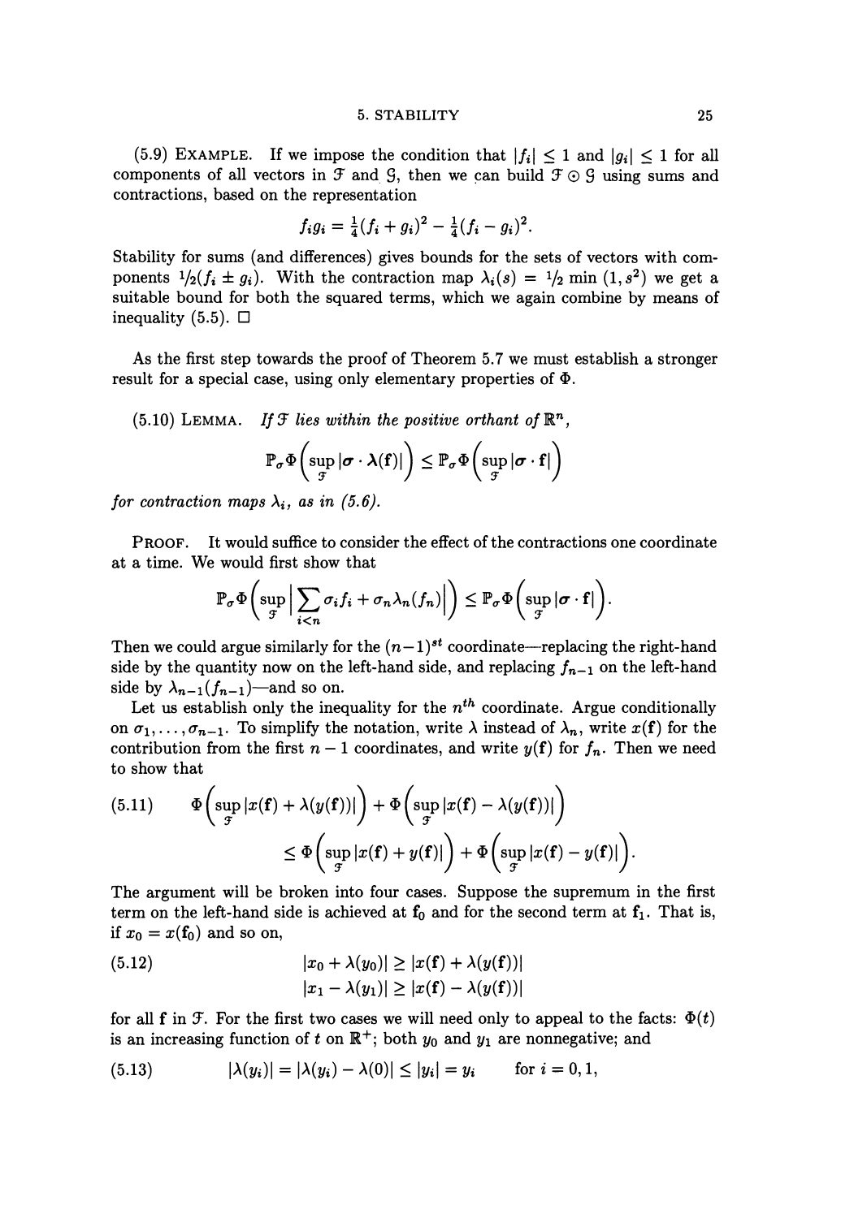(5.9) EXAMPLE. If we impose the condition that $|f_i| \leq 1$ and $|g_i| \leq 1$ for all components of all vectors in $\mathcal{F}$ and $\mathcal{G}$, then we can build $\mathcal{F} \odot \mathcal{G}$ using sums and contractions, based on the representation

$$f_i g_i = \tfrac{1}{4}(f_i + g_i)^2 - \tfrac{1}{4}(f_i - g_i)^2.$$

Stability for sums (and differences) gives bounds for the sets of vectors with components $1/2(f_i \pm g_i)$. With the contraction map $\lambda_i(s) = 1/2 \min(1, s^2)$ we get a suitable bound for both the squared terms, which we again combine by means of inequality (5.5). □

As the first step towards the proof of Theorem 5.7 we must establish a stronger result for a special case, using only elementary properties of $\Phi$.

(5.10) LEMMA. *If $\mathcal{F}$ lies within the positive orthant of $\mathbb{R}^n$,*

$$\mathbb{P}_\sigma \Phi\Big(\sup_{\mathcal{F}} |\boldsymbol{\sigma} \cdot \boldsymbol{\lambda}(\mathbf{f})|\Big) \leq \mathbb{P}_\sigma \Phi\Big(\sup_{\mathcal{F}} |\boldsymbol{\sigma} \cdot \mathbf{f}|\Big)$$

*for contraction maps $\lambda_i$, as in (5.6).*

PROOF. It would suffice to consider the effect of the contractions one coordinate at a time. We would first show that

$$\mathbb{P}_\sigma \Phi\Big(\sup_{\mathcal{F}} \Big|\sum_{i<n} \sigma_i f_i + \sigma_n \lambda_n(f_n)\Big|\Big) \leq \mathbb{P}_\sigma \Phi\Big(\sup_{\mathcal{F}} |\boldsymbol{\sigma} \cdot \mathbf{f}|\Big).$$

Then we could argue similarly for the $(n-1)^{st}$ coordinate—replacing the right-hand side by the quantity now on the left-hand side, and replacing $f_{n-1}$ on the left-hand side by $\lambda_{n-1}(f_{n-1})$—and so on.

Let us establish only the inequality for the $n^{th}$ coordinate. Argue conditionally on $\sigma_1, \ldots, \sigma_{n-1}$. To simplify the notation, write $\lambda$ instead of $\lambda_n$, write $x(\mathbf{f})$ for the contribution from the first $n-1$ coordinates, and write $y(\mathbf{f})$ for $f_n$. Then we need to show that

$$\begin{aligned}(5.11) \qquad \Phi\Big(\sup_{\mathcal{F}} |x(\mathbf{f}) + \lambda(y(\mathbf{f}))|\Big) &+ \Phi\Big(\sup_{\mathcal{F}} |x(\mathbf{f}) - \lambda(y(\mathbf{f}))|\Big) \\ &\leq \Phi\Big(\sup_{\mathcal{F}} |x(\mathbf{f}) + y(\mathbf{f})|\Big) + \Phi\Big(\sup_{\mathcal{F}} |x(\mathbf{f}) - y(\mathbf{f})|\Big).\end{aligned}$$

The argument will be broken into four cases. Suppose the supremum in the first term on the left-hand side is achieved at $\mathbf{f}_0$ and for the second term at $\mathbf{f}_1$. That is, if $x_0 = x(\mathbf{f}_0)$ and so on,

$$\begin{aligned}(5.12) \qquad |x_0 + \lambda(y_0)| &\geq |x(\mathbf{f}) + \lambda(y(\mathbf{f}))| \\ |x_1 - \lambda(y_1)| &\geq |x(\mathbf{f}) - \lambda(y(\mathbf{f}))|\end{aligned}$$

for all $\mathbf{f}$ in $\mathcal{F}$. For the first two cases we will need only to appeal to the facts: $\Phi(t)$ is an increasing function of $t$ on $\mathbb{R}^+$; both $y_0$ and $y_1$ are nonnegative; and

$$(5.13) \qquad |\lambda(y_i)| = |\lambda(y_i) - \lambda(0)| \leq |y_i| = y_i \qquad \text{for } i = 0, 1,$$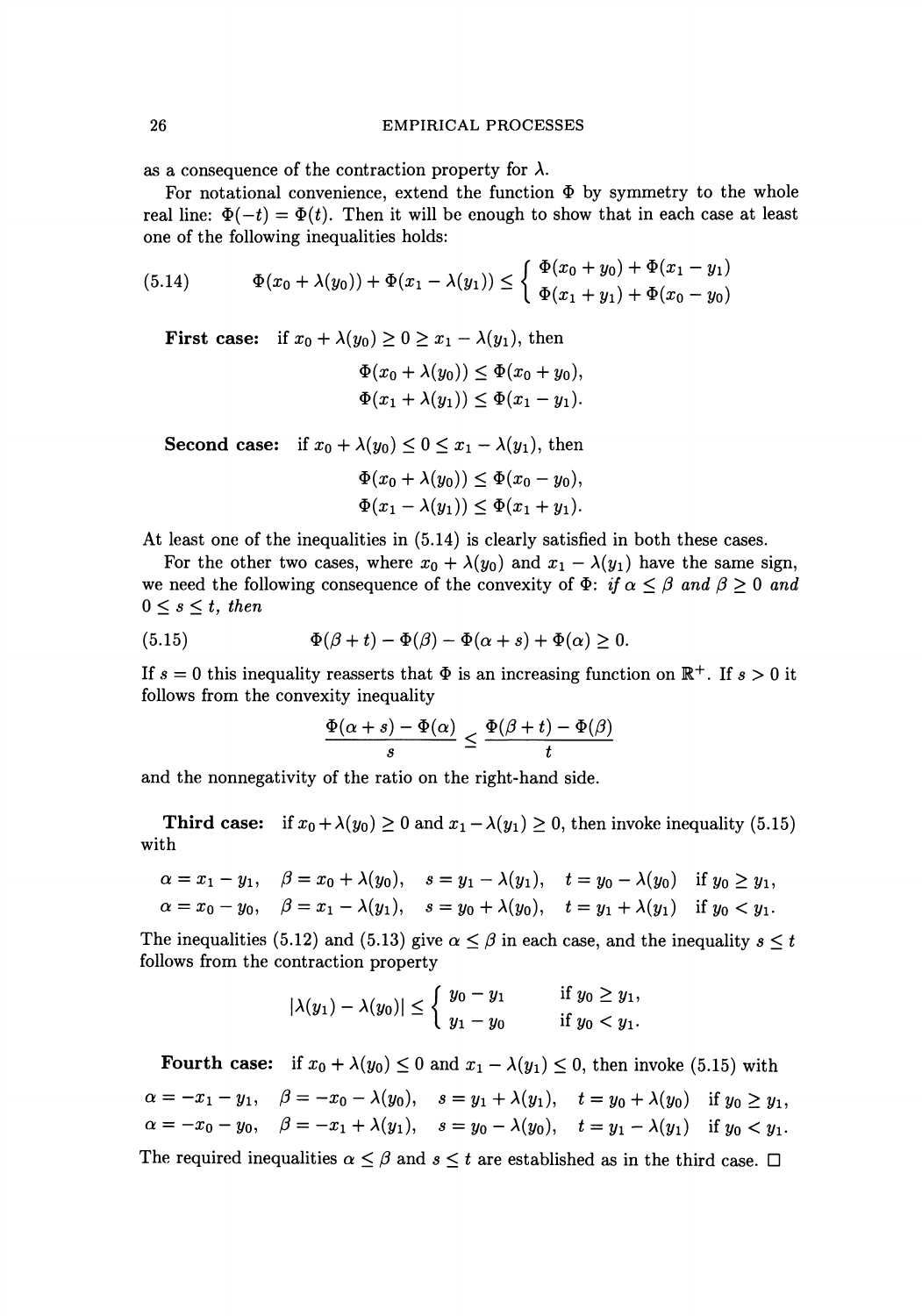as a consequence of the contraction property for $\lambda$.

For notational convenience, extend the function $\Phi$ by symmetry to the whole real line: $\Phi(-t) = \Phi(t)$. Then it will be enough to show that in each case at least one of the following inequalities holds:

$$\Phi(x_0 + \lambda(y_0)) + \Phi(x_1 - \lambda(y_1)) \le \begin{cases} \Phi(x_0 + y_0) + \Phi(x_1 - y_1) \\ \Phi(x_1 + y_1) + \Phi(x_0 - y_0) \end{cases} \tag{5.14}$$

**First case:** if $x_0 + \lambda(y_0) \ge 0 \ge x_1 - \lambda(y_1)$, then

$$\Phi(x_0 + \lambda(y_0)) \le \Phi(x_0 + y_0),$$
$$\Phi(x_1 + \lambda(y_1)) \le \Phi(x_1 - y_1).$$

**Second case:** if $x_0 + \lambda(y_0) \le 0 \le x_1 - \lambda(y_1)$, then

$$\Phi(x_0 + \lambda(y_0)) \le \Phi(x_0 - y_0),$$
$$\Phi(x_1 - \lambda(y_1)) \le \Phi(x_1 + y_1).$$

At least one of the inequalities in (5.14) is clearly satisfied in both these cases.

For the other two cases, where $x_0 + \lambda(y_0)$ and $x_1 - \lambda(y_1)$ have the same sign, we need the following consequence of the convexity of $\Phi$: *if $\alpha \le \beta$ and $\beta \ge 0$ and $0 \le s \le t$, then*

$$\Phi(\beta + t) - \Phi(\beta) - \Phi(\alpha + s) + \Phi(\alpha) \ge 0. \tag{5.15}$$

If $s = 0$ this inequality reasserts that $\Phi$ is an increasing function on $\mathbb{R}^+$. If $s > 0$ it follows from the convexity inequality

$$\frac{\Phi(\alpha + s) - \Phi(\alpha)}{s} \le \frac{\Phi(\beta + t) - \Phi(\beta)}{t}$$

and the nonnegativity of the ratio on the right-hand side.

**Third case:** if $x_0 + \lambda(y_0) \ge 0$ and $x_1 - \lambda(y_1) \ge 0$, then invoke inequality (5.15) with

$$\alpha = x_1 - y_1, \quad \beta = x_0 + \lambda(y_0), \quad s = y_1 - \lambda(y_1), \quad t = y_0 - \lambda(y_0) \quad \text{if } y_0 \ge y_1,$$
$$\alpha = x_0 - y_0, \quad \beta = x_1 - \lambda(y_1), \quad s = y_0 + \lambda(y_0), \quad t = y_1 + \lambda(y_1) \quad \text{if } y_0 < y_1.$$

The inequalities (5.12) and (5.13) give $\alpha \le \beta$ in each case, and the inequality $s \le t$ follows from the contraction property

$$|\lambda(y_1) - \lambda(y_0)| \le \begin{cases} y_0 - y_1 & \text{if } y_0 \ge y_1, \\ y_1 - y_0 & \text{if } y_0 < y_1. \end{cases}$$

**Fourth case:** if $x_0 + \lambda(y_0) \le 0$ and $x_1 - \lambda(y_1) \le 0$, then invoke (5.15) with

$$\alpha = -x_1 - y_1, \quad \beta = -x_0 - \lambda(y_0), \quad s = y_1 + \lambda(y_1), \quad t = y_0 + \lambda(y_0) \quad \text{if } y_0 \ge y_1,$$
$$\alpha = -x_0 - y_0, \quad \beta = -x_1 + \lambda(y_1), \quad s = y_0 - \lambda(y_0), \quad t = y_1 - \lambda(y_1) \quad \text{if } y_0 < y_1.$$

The required inequalities $\alpha \le \beta$ and $s \le t$ are established as in the third case. □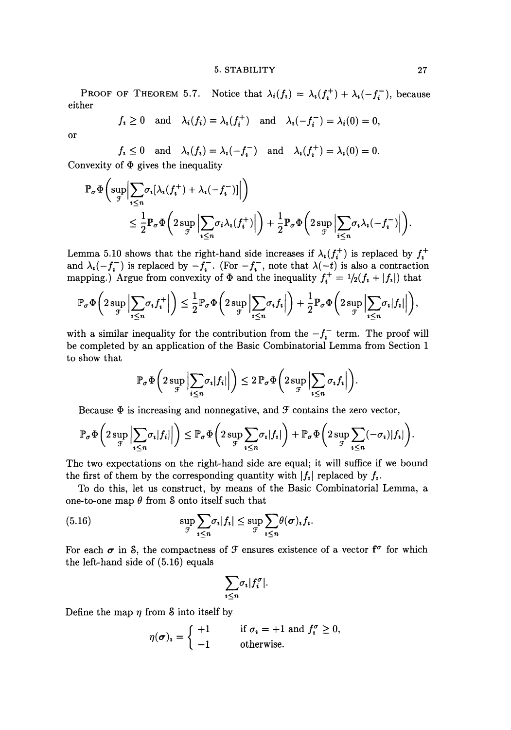**Proof of Theorem 5.7.** Notice that $\lambda_i(f_i) = \lambda_i(f_i^+) + \lambda_i(-f_i^-)$, because either

$$f_i \geq 0 \quad \text{and} \quad \lambda_i(f_i) = \lambda_i(f_i^+) \quad \text{and} \quad \lambda_i(-f_i^-) = \lambda_i(0) = 0,$$

or

$$f_i \leq 0 \quad \text{and} \quad \lambda_i(f_i) = \lambda_i(-f_i^-) \quad \text{and} \quad \lambda_i(f_i^+) = \lambda_i(0) = 0.$$

Convexity of $\Phi$ gives the inequality

$$\begin{aligned}
\mathbb{P}_\sigma \Phi\Big(\sup_{\mathcal{F}} \Big|\sum_{i\leq n} \sigma_i[\lambda_i(f_i^+) + \lambda_i(-f_i^-)]\Big|\Big) \\
\leq \frac{1}{2}\mathbb{P}_\sigma \Phi\Big(2\sup_{\mathcal{F}} \Big|\sum_{i\leq n} \sigma_i \lambda_i(f_i^+)\Big|\Big) + \frac{1}{2}\mathbb{P}_\sigma \Phi\Big(2\sup_{\mathcal{F}} \Big|\sum_{i\leq n} \sigma_i \lambda_i(-f_i^-)\Big|\Big).
\end{aligned}$$

Lemma 5.10 shows that the right-hand side increases if $\lambda_i(f_i^+)$ is replaced by $f_i^+$ and $\lambda_i(-f_i^-)$ is replaced by $-f_i^-$. (For $-f_i^-$, note that $\lambda(-t)$ is also a contraction mapping.) Argue from convexity of $\Phi$ and the inequality $f_i^+ = 1/2(f_i + |f_i|)$ that

$$\mathbb{P}_\sigma \Phi\Big(2\sup_{\mathcal{F}} \Big|\sum_{i\leq n} \sigma_i f_i^+\Big|\Big) \leq \frac{1}{2}\mathbb{P}_\sigma \Phi\Big(2\sup_{\mathcal{F}} \Big|\sum_{i\leq n} \sigma_i f_i\Big|\Big) + \frac{1}{2}\mathbb{P}_\sigma \Phi\Big(2\sup_{\mathcal{F}} \Big|\sum_{i\leq n} \sigma_i |f_i|\Big|\Big),$$

with a similar inequality for the contribution from the $-f_i^-$ term. The proof will be completed by an application of the Basic Combinatorial Lemma from Section 1 to show that

$$\mathbb{P}_\sigma \Phi\Big(2\sup_{\mathcal{F}} \Big|\sum_{i\leq n} \sigma_i |f_i|\Big|\Big) \leq 2\,\mathbb{P}_\sigma \Phi\Big(2\sup_{\mathcal{F}} \Big|\sum_{i\leq n} \sigma_i f_i\Big|\Big).$$

Because $\Phi$ is increasing and nonnegative, and $\mathcal{F}$ contains the zero vector,

$$\mathbb{P}_\sigma \Phi\Big(2\sup_{\mathcal{F}} \Big|\sum_{i\leq n} \sigma_i |f_i|\Big|\Big) \leq \mathbb{P}_\sigma \Phi\Big(2\sup_{\mathcal{F}} \sum_{i\leq n} \sigma_i |f_i|\Big) + \mathbb{P}_\sigma \Phi\Big(2\sup_{\mathcal{F}} \sum_{i\leq n} (-\sigma_i)|f_i|\Big).$$

The two expectations on the right-hand side are equal; it will suffice if we bound the first of them by the corresponding quantity with $|f_i|$ replaced by $f_i$.

To do this, let us construct, by means of the Basic Combinatorial Lemma, a one-to-one map $\theta$ from $\mathcal{S}$ onto itself such that

$$\sup_{\mathcal{F}} \sum_{i\leq n} \sigma_i |f_i| \leq \sup_{\mathcal{F}} \sum_{i\leq n} \theta(\boldsymbol{\sigma})_i f_i. \tag{5.16}$$

For each $\boldsymbol{\sigma}$ in $\mathcal{S}$, the compactness of $\mathcal{F}$ ensures existence of a vector $\mathbf{f}^\sigma$ for which the left-hand side of (5.16) equals

$$\sum_{i\leq n} \sigma_i |f_i^\sigma|.$$

Define the map $\eta$ from $\mathcal{S}$ into itself by

$$\eta(\boldsymbol{\sigma})_i = \begin{cases} +1 & \text{if } \sigma_i = +1 \text{ and } f_i^\sigma \geq 0, \\ -1 & \text{otherwise.} \end{cases}$$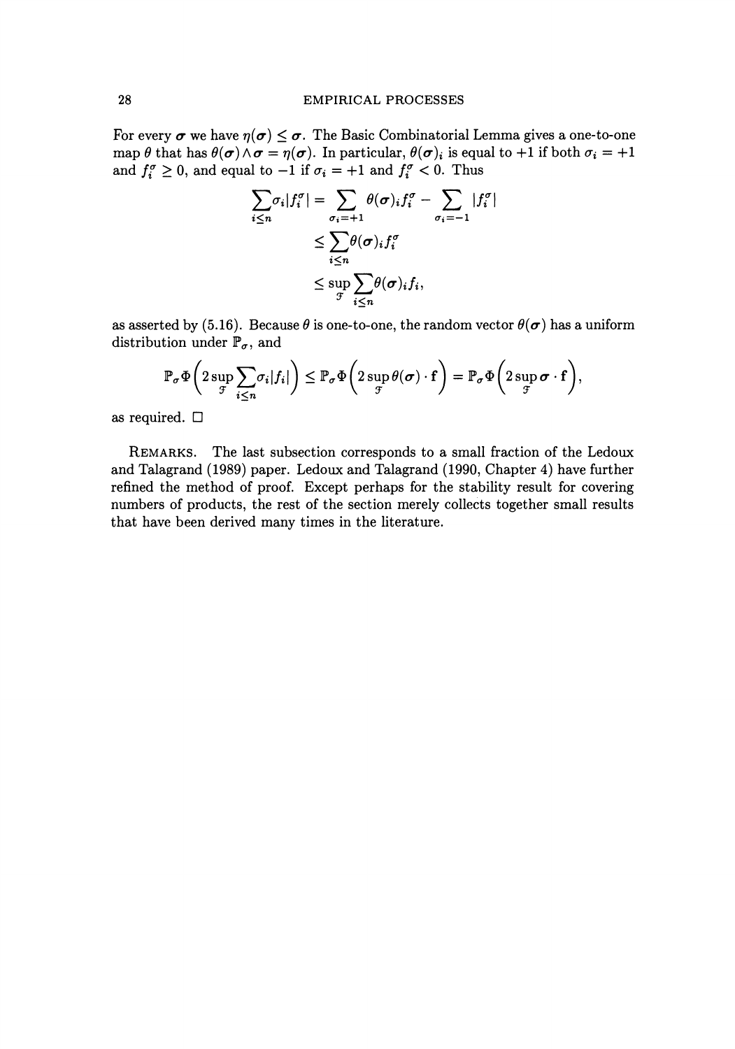For every $\boldsymbol{\sigma}$ we have $\eta(\boldsymbol{\sigma}) \leq \boldsymbol{\sigma}$. The Basic Combinatorial Lemma gives a one-to-one map $\theta$ that has $\theta(\boldsymbol{\sigma}) \wedge \boldsymbol{\sigma} = \eta(\boldsymbol{\sigma})$. In particular, $\theta(\boldsymbol{\sigma})_i$ is equal to $+1$ if both $\sigma_i = +1$ and $f_i^\sigma \geq 0$, and equal to $-1$ if $\sigma_i = +1$ and $f_i^\sigma < 0$. Thus

$$
\begin{aligned}
\sum_{i \leq n} \sigma_i |f_i^\sigma| &= \sum_{\sigma_i = +1} \theta(\boldsymbol{\sigma})_i f_i^\sigma - \sum_{\sigma_i = -1} |f_i^\sigma| \\
&\leq \sum_{i \leq n} \theta(\boldsymbol{\sigma})_i f_i^\sigma \\
&\leq \sup_{\mathcal{F}} \sum_{i \leq n} \theta(\boldsymbol{\sigma})_i f_i,
\end{aligned}
$$

as asserted by (5.16). Because $\theta$ is one-to-one, the random vector $\theta(\boldsymbol{\sigma})$ has a uniform distribution under $\mathbb{P}_\sigma$, and

$$
\mathbb{P}_\sigma \Phi\Big( 2 \sup_{\mathcal{F}} \sum_{i \leq n} \sigma_i |f_i| \Big) \leq \mathbb{P}_\sigma \Phi\Big( 2 \sup_{\mathcal{F}} \theta(\boldsymbol{\sigma}) \cdot \mathbf{f} \Big) = \mathbb{P}_\sigma \Phi\Big( 2 \sup_{\mathcal{F}} \boldsymbol{\sigma} \cdot \mathbf{f} \Big),
$$

as required. □

REMARKS. The last subsection corresponds to a small fraction of the Ledoux and Talagrand (1989) paper. Ledoux and Talagrand (1990, Chapter 4) have further refined the method of proof. Except perhaps for the stability result for covering numbers of products, the rest of the section merely collects together small results that have been derived many times in the literature.